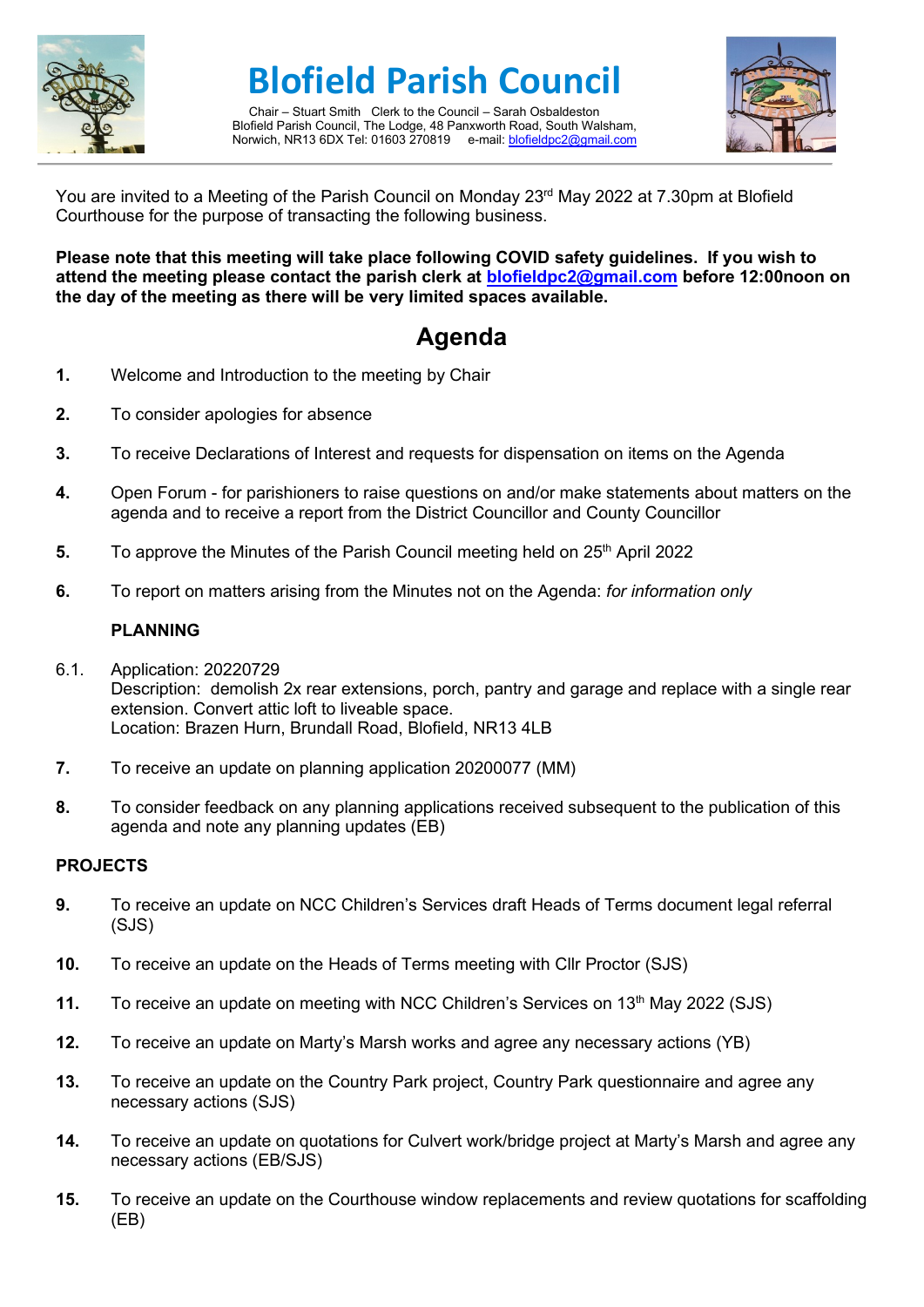# Blofield Parish Council

Chair – Stuart Smith Clerk to the Council – Sarah Osbaldeston
Blofield Parish Council, The Lodge, 48 Panxworth Road, South Walsham,
Norwich, NR13 6DX Tel: 01603 270819 e-mail: blofieldpc2@gmail.com

You are invited to a Meeting of the Parish Council on Monday 23rd May 2022 at 7.30pm at Blofield Courthouse for the purpose of transacting the following business.

**Please note that this meeting will take place following COVID safety guidelines. If you wish to attend the meeting please contact the parish clerk at blofieldpc2@gmail.com before 12:00noon on the day of the meeting as there will be very limited spaces available.**

## Agenda

**1.** Welcome and Introduction to the meeting by Chair

**2.** To consider apologies for absence

**3.** To receive Declarations of Interest and requests for dispensation on items on the Agenda

**4.** Open Forum - for parishioners to raise questions on and/or make statements about matters on the agenda and to receive a report from the District Councillor and County Councillor

**5.** To approve the Minutes of the Parish Council meeting held on 25th April 2022

**6.** To report on matters arising from the Minutes not on the Agenda: *for information only*

**PLANNING**

6.1. Application: 20220729
Description: demolish 2x rear extensions, porch, pantry and garage and replace with a single rear extension. Convert attic loft to liveable space.
Location: Brazen Hurn, Brundall Road, Blofield, NR13 4LB

**7.** To receive an update on planning application 20200077 (MM)

**8.** To consider feedback on any planning applications received subsequent to the publication of this agenda and note any planning updates (EB)

**PROJECTS**

**9.** To receive an update on NCC Children's Services draft Heads of Terms document legal referral (SJS)

**10.** To receive an update on the Heads of Terms meeting with Cllr Proctor (SJS)

**11.** To receive an update on meeting with NCC Children's Services on 13th May 2022 (SJS)

**12.** To receive an update on Marty's Marsh works and agree any necessary actions (YB)

**13.** To receive an update on the Country Park project, Country Park questionnaire and agree any necessary actions (SJS)

**14.** To receive an update on quotations for Culvert work/bridge project at Marty's Marsh and agree any necessary actions (EB/SJS)

**15.** To receive an update on the Courthouse window replacements and review quotations for scaffolding (EB)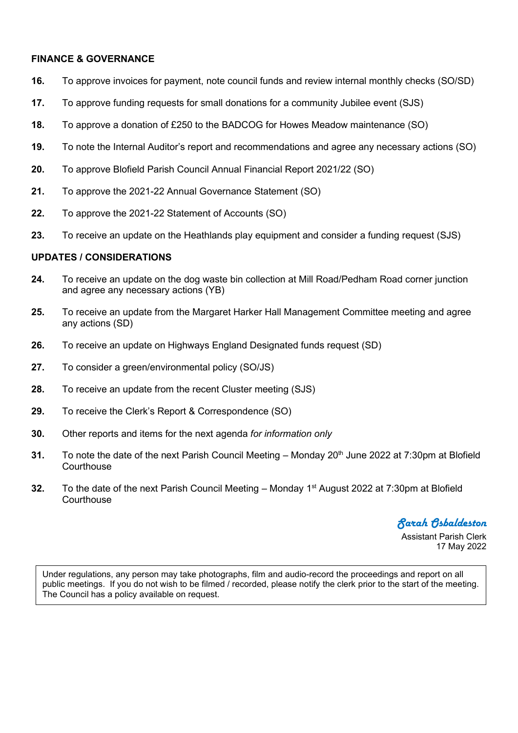**FINANCE & GOVERNANCE**

**16.** To approve invoices for payment, note council funds and review internal monthly checks (SO/SD)

**17.** To approve funding requests for small donations for a community Jubilee event (SJS)

**18.** To approve a donation of £250 to the BADCOG for Howes Meadow maintenance (SO)

**19.** To note the Internal Auditor's report and recommendations and agree any necessary actions (SO)

**20.** To approve Blofield Parish Council Annual Financial Report 2021/22 (SO)

**21.** To approve the 2021-22 Annual Governance Statement (SO)

**22.** To approve the 2021-22 Statement of Accounts (SO)

**23.** To receive an update on the Heathlands play equipment and consider a funding request (SJS)

**UPDATES / CONSIDERATIONS**

**24.** To receive an update on the dog waste bin collection at Mill Road/Pedham Road corner junction and agree any necessary actions (YB)

**25.** To receive an update from the Margaret Harker Hall Management Committee meeting and agree any actions (SD)

**26.** To receive an update on Highways England Designated funds request (SD)

**27.** To consider a green/environmental policy (SO/JS)

**28.** To receive an update from the recent Cluster meeting (SJS)

**29.** To receive the Clerk's Report & Correspondence (SO)

**30.** Other reports and items for the next agenda *for information only*

**31.** To note the date of the next Parish Council Meeting – Monday 20th June 2022 at 7:30pm at Blofield Courthouse

**32.** To the date of the next Parish Council Meeting – Monday 1st August 2022 at 7:30pm at Blofield Courthouse

*Sarah Osbaldeston*
Assistant Parish Clerk
17 May 2022

Under regulations, any person may take photographs, film and audio-record the proceedings and report on all public meetings. If you do not wish to be filmed / recorded, please notify the clerk prior to the start of the meeting. The Council has a policy available on request.